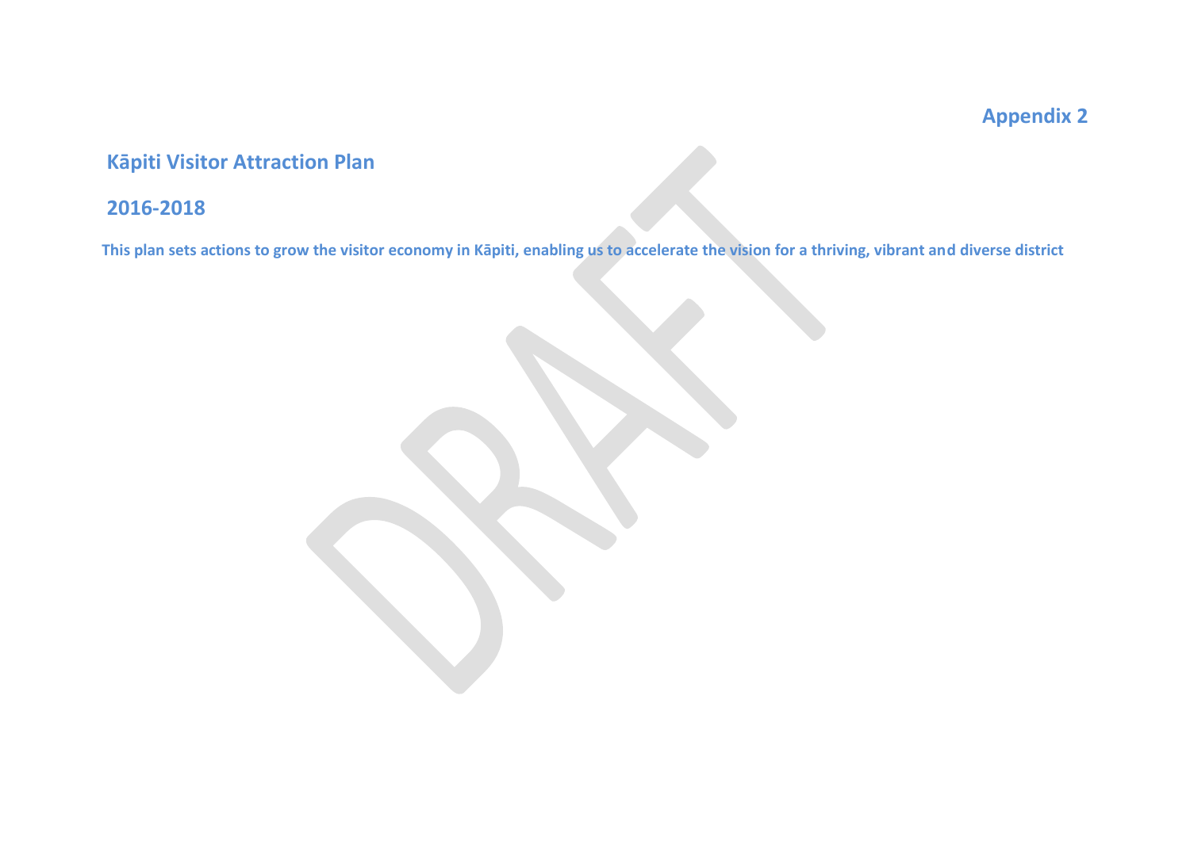Appendix 2

# Kāpiti Visitor Attraction Plan

## 2016-2018

**This plan sets actions to grow the visitor economy in Kāpiti, enabling us to accelerate the vision for a thriving, vibrant and diverse district**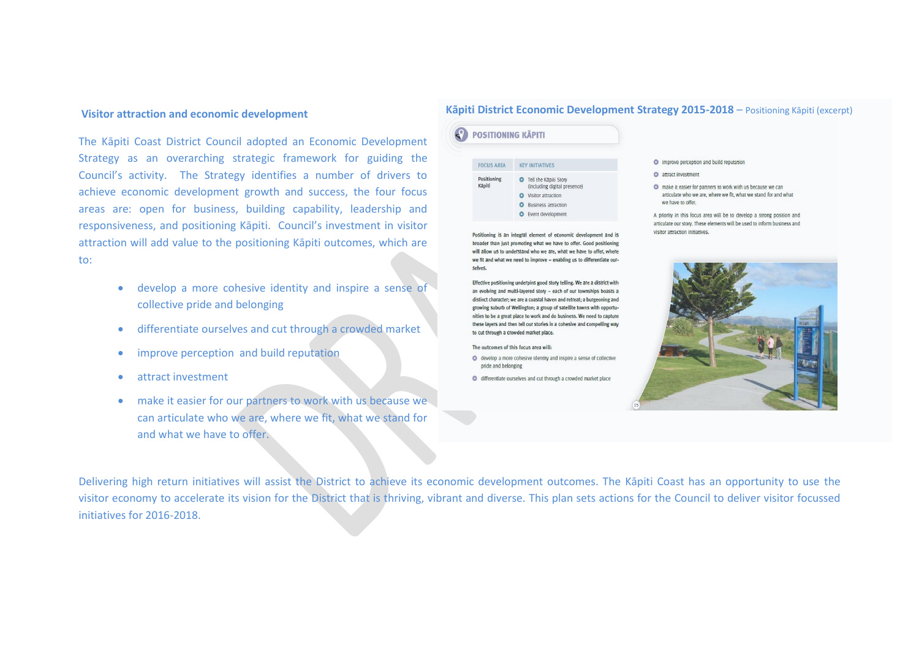### Visitor attraction and economic development

The Kāpiti Coast District Council adopted an Economic Development Strategy as an overarching strategic framework for guiding the Council's activity. The Strategy identifies a number of drivers to achieve economic development growth and success, the four focus areas are: open for business, building capability, leadership and responsiveness, and positioning Kāpiti. Council's investment in visitor attraction will add value to the positioning Kāpiti outcomes, which are to:

- develop a more cohesive identity and inspire a sense of collective pride and belonging
- differentiate ourselves and cut through a crowded market
- improve perception and build reputation
- attract investment
- make it easier for our partners to work with us because we can articulate who we are, where we fit, what we stand for and what we have to offer.

### Kāpiti District Economic Development Strategy 2015-2018 – Positioning Kāpiti (excerpt)

**POSITIONING KĀPITI**

| FOCUS AREA | KEY INITIATIVES |
|---|---|
| Positioning Kāpiti | Tell the Kāpiti Story (including digital presence)<br>Visitor attraction<br>Business attraction<br>Event development |

Positioning is an integral element of economic development and is broader than just promoting what we have to offer. Good positioning will allow us to understand who we are, what we have to offer, where we fit and what we need to improve – enabling us to differentiate ourselves.

Effective positioning underpins good story telling. We are a district with an evolving and multi-layered story – each of our townships boasts a distinct character; we are a coastal haven and retreat; a burgeoning and growing suburb of Wellington; a group of satellite towns with opportunities to be a great place to work and do business. We need to capture these layers and then tell our stories in a cohesive and compelling way to cut through a crowded market place.

The outcomes of this focus area will:

- develop a more cohesive identity and inspire a sense of collective pride and belonging
- differentiate ourselves and cut through a crowded market place
- improve perception and build reputation
- attract investment
- make it easier for partners to work with us because we can articulate who we are, where we fit, what we stand for and what we have to offer.

A priority in this focus area will be to develop a strong position and articulate our story. These elements will be used to inform business and visitor attraction initiatives.

Delivering high return initiatives will assist the District to achieve its economic development outcomes. The Kāpiti Coast has an opportunity to use the visitor economy to accelerate its vision for the District that is thriving, vibrant and diverse. This plan sets actions for the Council to deliver visitor focussed initiatives for 2016-2018.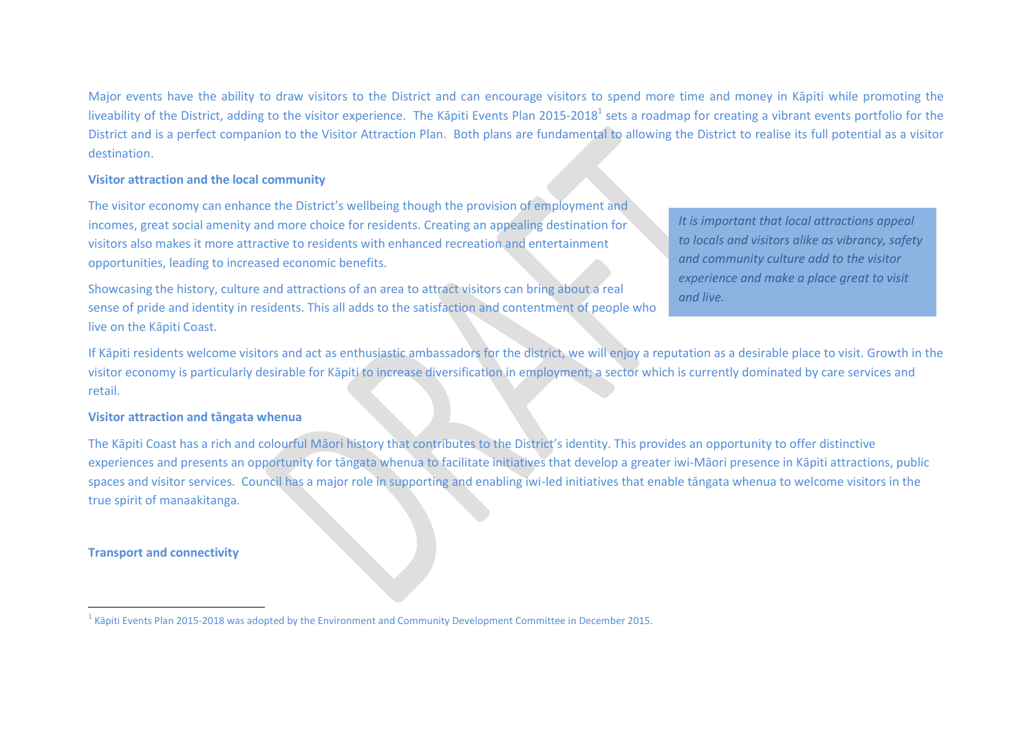Major events have the ability to draw visitors to the District and can encourage visitors to spend more time and money in Kāpiti while promoting the liveability of the District, adding to the visitor experience. The Kāpiti Events Plan 2015-2018[1] sets a roadmap for creating a vibrant events portfolio for the District and is a perfect companion to the Visitor Attraction Plan. Both plans are fundamental to allowing the District to realise its full potential as a visitor destination.

**Visitor attraction and the local community**

The visitor economy can enhance the District's wellbeing though the provision of employment and incomes, great social amenity and more choice for residents. Creating an appealing destination for visitors also makes it more attractive to residents with enhanced recreation and entertainment opportunities, leading to increased economic benefits.

Showcasing the history, culture and attractions of an area to attract visitors can bring about a real sense of pride and identity in residents. This all adds to the satisfaction and contentment of people who live on the Kāpiti Coast.

*It is important that local attractions appeal to locals and visitors alike as vibrancy, safety and community culture add to the visitor experience and make a place great to visit and live.*

If Kāpiti residents welcome visitors and act as enthusiastic ambassadors for the district, we will enjoy a reputation as a desirable place to visit. Growth in the visitor economy is particularly desirable for Kāpiti to increase diversification in employment; a sector which is currently dominated by care services and retail.

**Visitor attraction and tāngata whenua**

The Kāpiti Coast has a rich and colourful Māori history that contributes to the District's identity. This provides an opportunity to offer distinctive experiences and presents an opportunity for tāngata whenua to facilitate initiatives that develop a greater iwi-Māori presence in Kāpiti attractions, public spaces and visitor services. Council has a major role in supporting and enabling iwi-led initiatives that enable tāngata whenua to welcome visitors in the true spirit of manaakitanga.

**Transport and connectivity**

[1] Kāpiti Events Plan 2015-2018 was adopted by the Environment and Community Development Committee in December 2015.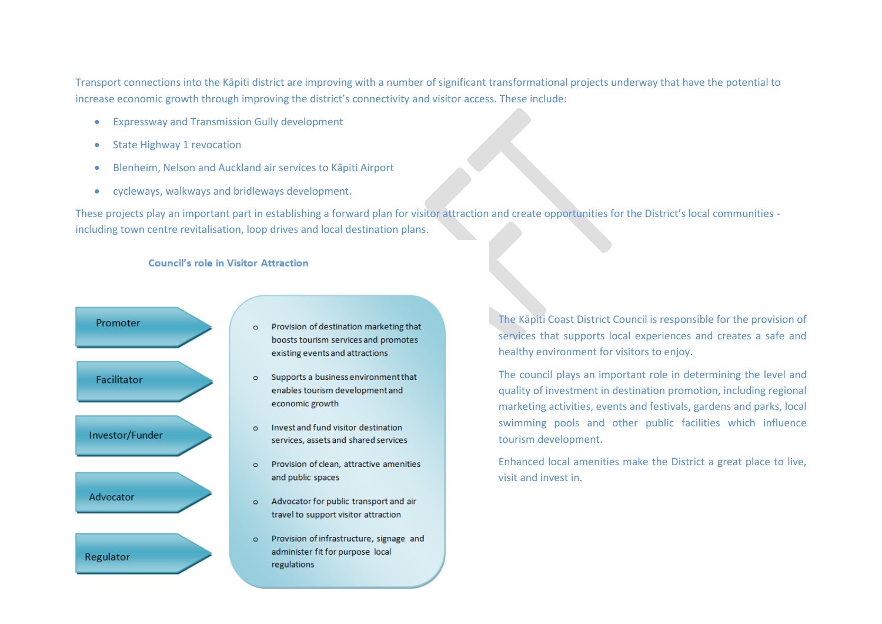Transport connections into the Kāpiti district are improving with a number of significant transformational projects underway that have the potential to increase economic growth through improving the district's connectivity and visitor access. These include:

- Expressway and Transmission Gully development
- State Highway 1 revocation
- Blenheim, Nelson and Auckland air services to Kāpiti Airport
- cycleways, walkways and bridleways development.

These projects play an important part in establishing a forward plan for visitor attraction and create opportunities for the District's local communities - including town centre revitalisation, loop drives and local destination plans.

### Council's role in Visitor Attraction

| Role | Description |
| --- | --- |
| Promoter | Provision of destination marketing that boosts tourism services and promotes existing events and attractions |
| Facilitator | Supports a business environment that enables tourism development and economic growth |
| Investor/Funder | Invest and fund visitor destination services, assets and shared services |
| Advocator | Provision of clean, attractive amenities and public spaces |
| Regulator | Advocator for public transport and air travel to support visitor attraction |
| | Provision of infrastructure, signage and administer fit for purpose local regulations |

The Kāpiti Coast District Council is responsible for the provision of services that supports local experiences and creates a safe and healthy environment for visitors to enjoy.

The council plays an important role in determining the level and quality of investment in destination promotion, including regional marketing activities, events and festivals, gardens and parks, local swimming pools and other public facilities which influence tourism development.

Enhanced local amenities make the District a great place to live, visit and invest in.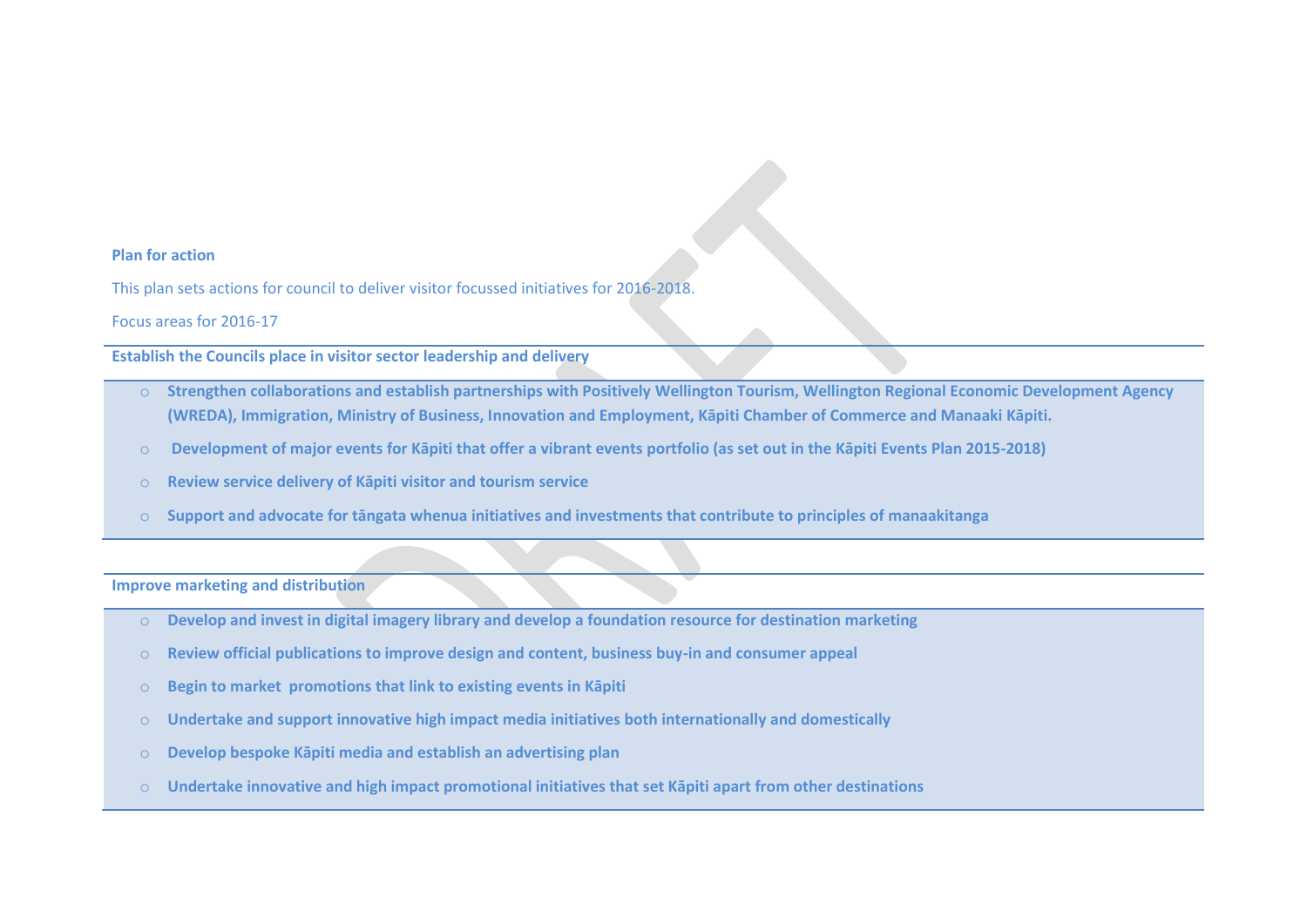**Plan for action**

This plan sets actions for council to deliver visitor focussed initiatives for 2016-2018.

Focus areas for 2016-17

**Establish the Councils place in visitor sector leadership and delivery**

- **Strengthen collaborations and establish partnerships with Positively Wellington Tourism, Wellington Regional Economic Development Agency (WREDA), Immigration, Ministry of Business, Innovation and Employment, Kāpiti Chamber of Commerce and Manaaki Kāpiti.**
- **Development of major events for Kāpiti that offer a vibrant events portfolio (as set out in the Kāpiti Events Plan 2015-2018)**
- **Review service delivery of Kāpiti visitor and tourism service**
- **Support and advocate for tāngata whenua initiatives and investments that contribute to principles of manaakitanga**

**Improve marketing and distribution**

- **Develop and invest in digital imagery library and develop a foundation resource for destination marketing**
- **Review official publications to improve design and content, business buy-in and consumer appeal**
- **Begin to market promotions that link to existing events in Kāpiti**
- **Undertake and support innovative high impact media initiatives both internationally and domestically**
- **Develop bespoke Kāpiti media and establish an advertising plan**
- **Undertake innovative and high impact promotional initiatives that set Kāpiti apart from other destinations**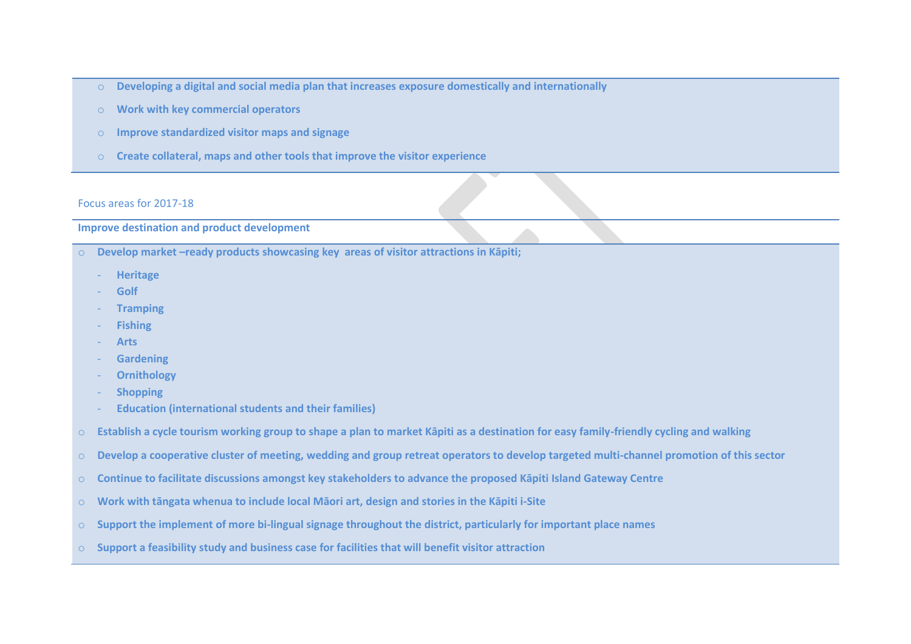- **Developing a digital and social media plan that increases exposure domestically and internationally**
- **Work with key commercial operators**
- **Improve standardized visitor maps and signage**
- **Create collateral, maps and other tools that improve the visitor experience**

Focus areas for 2017-18

**Improve destination and product development**

- **Develop market –ready products showcasing key  areas of visitor attractions in Kāpiti;**
  - **Heritage**
  - **Golf**
  - **Tramping**
  - **Fishing**
  - **Arts**
  - **Gardening**
  - **Ornithology**
  - **Shopping**
  - **Education (international students and their families)**
- **Establish a cycle tourism working group to shape a plan to market Kāpiti as a destination for easy family-friendly cycling and walking**
- **Develop a cooperative cluster of meeting, wedding and group retreat operators to develop targeted multi-channel promotion of this sector**
- **Continue to facilitate discussions amongst key stakeholders to advance the proposed Kāpiti Island Gateway Centre**
- **Work with tāngata whenua to include local Māori art, design and stories in the Kāpiti i-Site**
- **Support the implement of more bi-lingual signage throughout the district, particularly for important place names**
- **Support a feasibility study and business case for facilities that will benefit visitor attraction**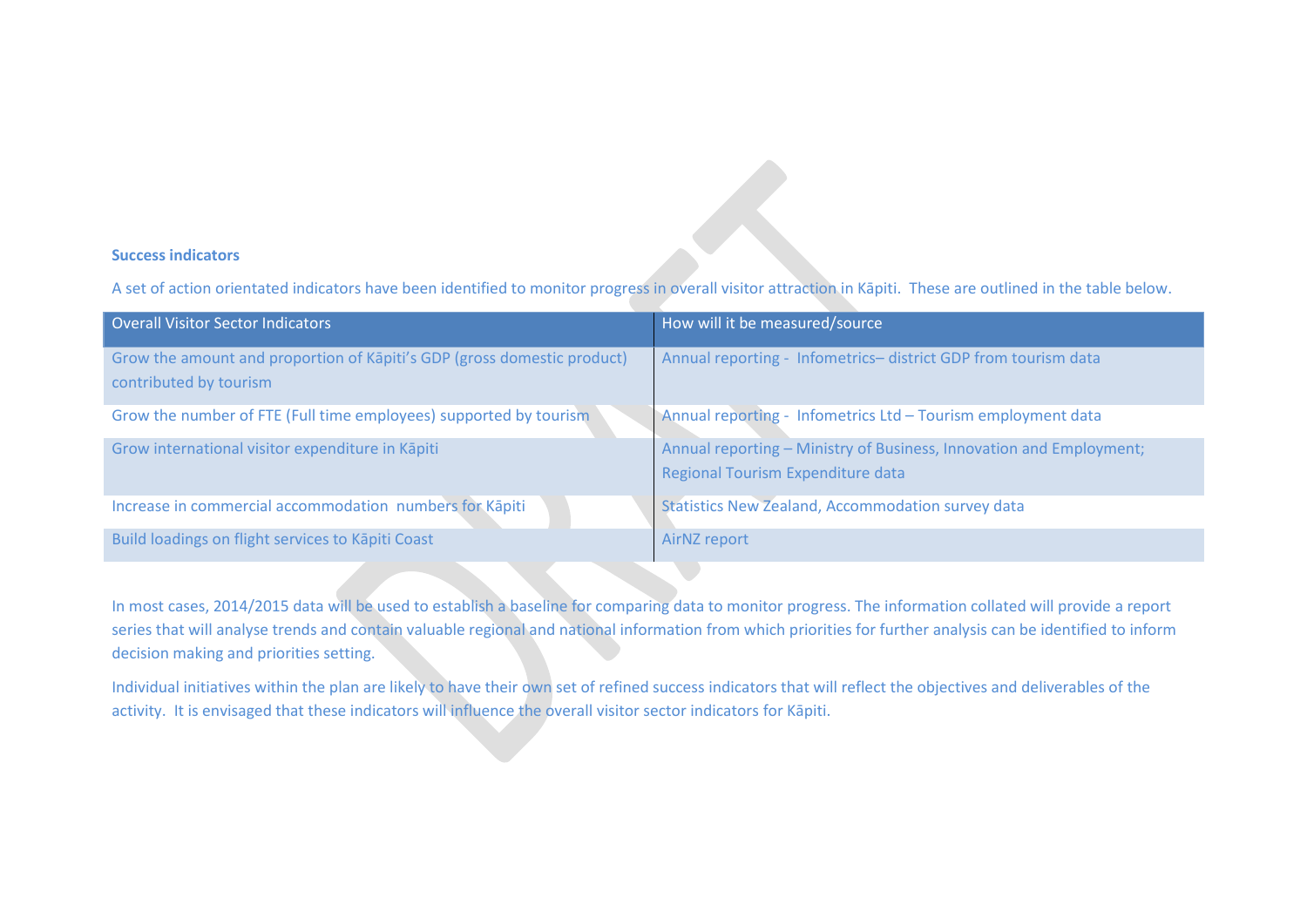**Success indicators**

A set of action orientated indicators have been identified to monitor progress in overall visitor attraction in Kāpiti. These are outlined in the table below.

| Overall Visitor Sector Indicators | How will it be measured/source |
|---|---|
| Grow the amount and proportion of Kāpiti's GDP (gross domestic product) contributed by tourism | Annual reporting - Infometrics– district GDP from tourism data |
| Grow the number of FTE (Full time employees) supported by tourism | Annual reporting - Infometrics Ltd – Tourism employment data |
| Grow international visitor expenditure in Kāpiti | Annual reporting – Ministry of Business, Innovation and Employment; Regional Tourism Expenditure data |
| Increase in commercial accommodation numbers for Kāpiti | Statistics New Zealand, Accommodation survey data |
| Build loadings on flight services to Kāpiti Coast | AirNZ report |

In most cases, 2014/2015 data will be used to establish a baseline for comparing data to monitor progress. The information collated will provide a report series that will analyse trends and contain valuable regional and national information from which priorities for further analysis can be identified to inform decision making and priorities setting.

Individual initiatives within the plan are likely to have their own set of refined success indicators that will reflect the objectives and deliverables of the activity. It is envisaged that these indicators will influence the overall visitor sector indicators for Kāpiti.